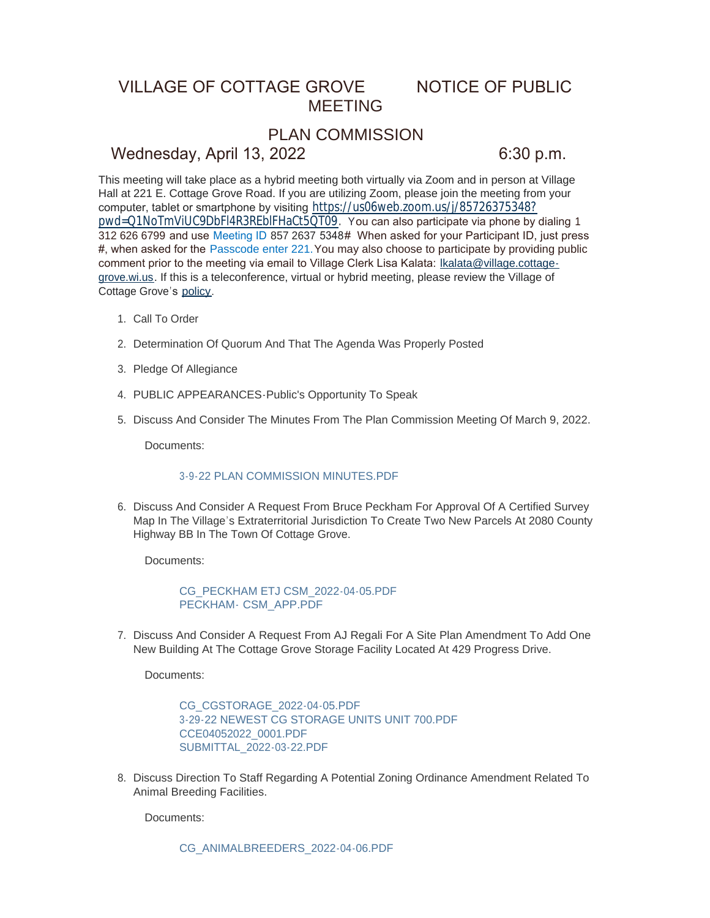# VILLAGE OF COTTAGE GROVE NOTICE OF PUBLIC MEETING

## PLAN COMMISSION

## Wednesday, April 13, 2022 6:30 p.m.

This meeting will take place as a hybrid meeting both virtually via Zoom and in person at Village Hall at 221 E. Cottage Grove Road. If you are utilizing Zoom, please join the meeting from your computer, tablet or smartphone by visiting https://us06web.zoom.us/j/85726375348?pwd=Q1NoTmViUC9DbFl4R3REblFHaCt5QT09. You can also participate via phone by dialing 1 312 626 6799 and use Meeting ID 857 2637 5348# When asked for your Participant ID, just press #, when asked for the Passcode enter 221. You may also choose to participate by providing public comment prior to the meeting via email to Village Clerk Lisa Kalata: lkalata@village.cottage-grove.wi.us. If this is a teleconference, virtual or hybrid meeting, please review the Village of Cottage Grove's policy.

1. Call To Order
2. Determination Of Quorum And That The Agenda Was Properly Posted
3. Pledge Of Allegiance
4. PUBLIC APPEARANCES-Public's Opportunity To Speak
5. Discuss And Consider The Minutes From The Plan Commission Meeting Of March 9, 2022.

   Documents:

   3-9-22 PLAN COMMISSION MINUTES.PDF

6. Discuss And Consider A Request From Bruce Peckham For Approval Of A Certified Survey Map In The Village's Extraterritorial Jurisdiction To Create Two New Parcels At 2080 County Highway BB In The Town Of Cottage Grove.

   Documents:

   CG_PECKHAM ETJ CSM_2022-04-05.PDF
   PECKHAM- CSM_APP.PDF

7. Discuss And Consider A Request From AJ Regali For A Site Plan Amendment To Add One New Building At The Cottage Grove Storage Facility Located At 429 Progress Drive.

   Documents:

   CG_CGSTORAGE_2022-04-05.PDF
   3-29-22 NEWEST CG STORAGE UNITS UNIT 700.PDF
   CCE04052022_0001.PDF
   SUBMITTAL_2022-03-22.PDF

8. Discuss Direction To Staff Regarding A Potential Zoning Ordinance Amendment Related To Animal Breeding Facilities.

   Documents:

   CG_ANIMALBREEDERS_2022-04-06.PDF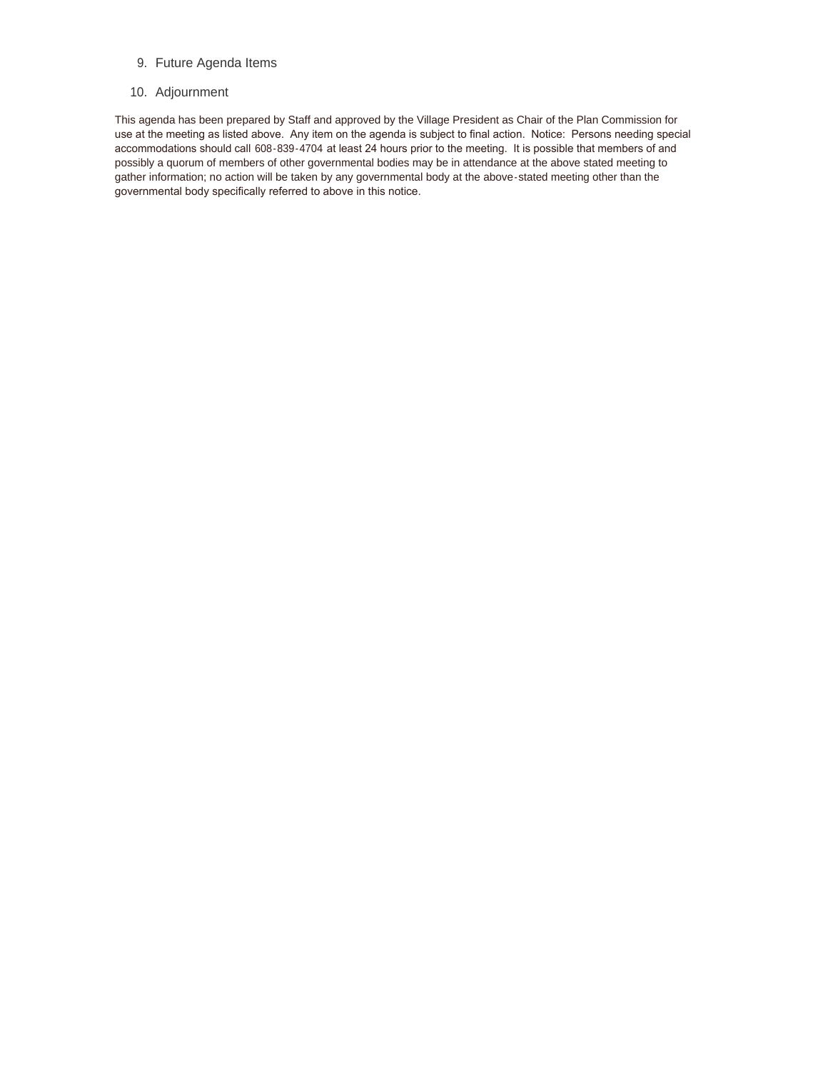9. Future Agenda Items

10. Adjournment

This agenda has been prepared by Staff and approved by the Village President as Chair of the Plan Commission for use at the meeting as listed above. Any item on the agenda is subject to final action. Notice: Persons needing special accommodations should call 608-839-4704 at least 24 hours prior to the meeting. It is possible that members of and possibly a quorum of members of other governmental bodies may be in attendance at the above stated meeting to gather information; no action will be taken by any governmental body at the above-stated meeting other than the governmental body specifically referred to above in this notice.